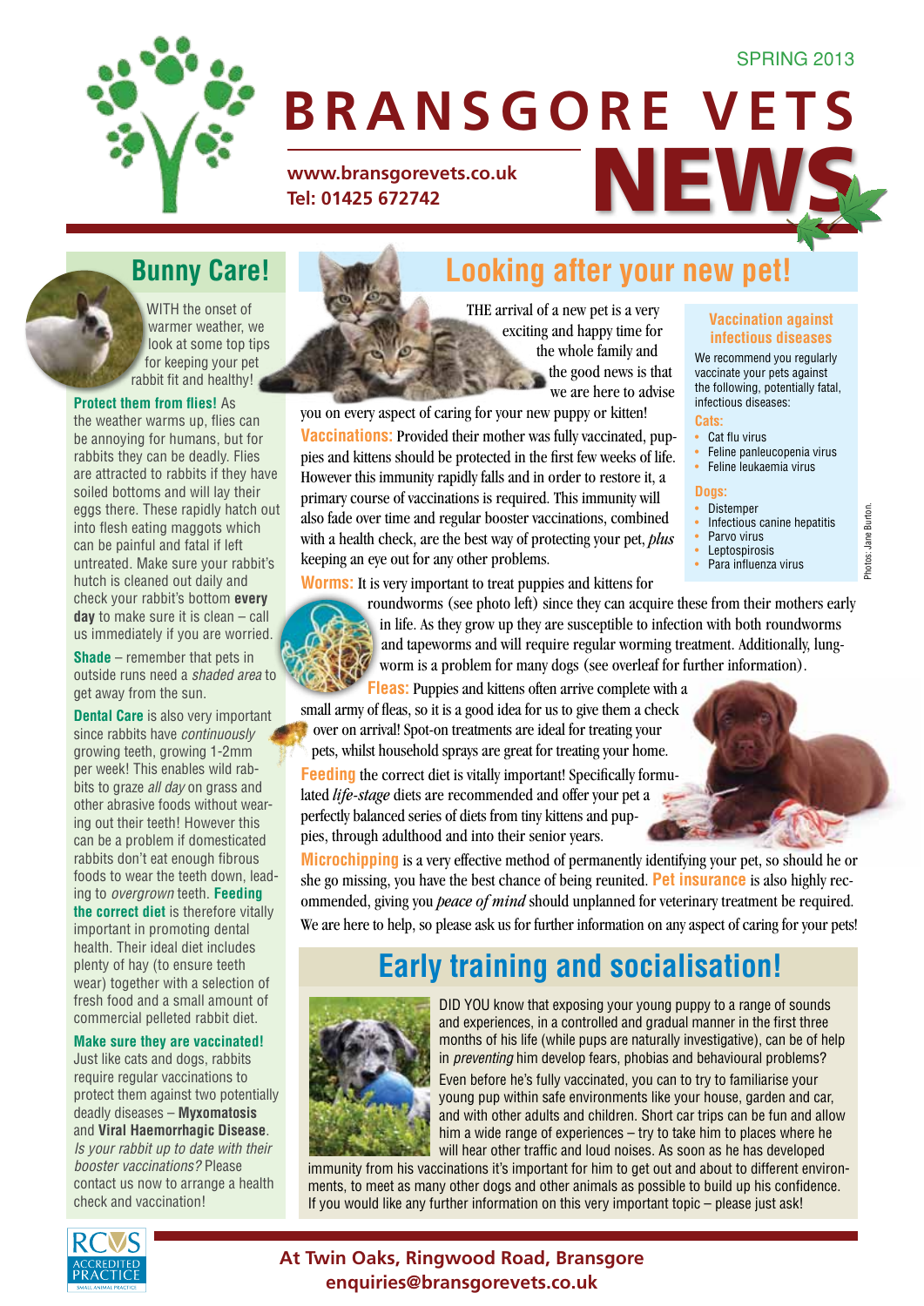SPRING 2013

# BRANSGORE VETS NEWS

www.bransgorevets.co.uk
Tel: 01425 672742

## Bunny Care!

WITH the onset of warmer weather, we look at some top tips for keeping your pet rabbit fit and healthy!

**Protect them from flies!** As the weather warms up, flies can be annoying for humans, but for rabbits they can be deadly. Flies are attracted to rabbits if they have soiled bottoms and will lay their eggs there. These rapidly hatch out into flesh eating maggots which can be painful and fatal if left untreated. Make sure your rabbit's hutch is cleaned out daily and check your rabbit's bottom **every day** to make sure it is clean – call us immediately if you are worried.

**Shade** – remember that pets in outside runs need a *shaded area* to get away from the sun.

**Dental Care** is also very important since rabbits have *continuously* growing teeth, growing 1-2mm per week! This enables wild rabbits to graze *all day* on grass and other abrasive foods without wearing out their teeth! However this can be a problem if domesticated rabbits don't eat enough fibrous foods to wear the teeth down, leading to *overgrown* teeth. **Feeding the correct diet** is therefore vitally important in promoting dental health. Their ideal diet includes plenty of hay (to ensure teeth wear) together with a selection of fresh food and a small amount of commercial pelleted rabbit diet.

**Make sure they are vaccinated!** Just like cats and dogs, rabbits require regular vaccinations to protect them against two potentially deadly diseases – **Myxomatosis** and **Viral Haemorrhagic Disease**. *Is your rabbit up to date with their booster vaccinations?* Please contact us now to arrange a health check and vaccination!

## Looking after your new pet!

THE arrival of a new pet is a very exciting and happy time for the whole family and the good news is that we are here to advise you on every aspect of caring for your new puppy or kitten!

**Vaccinations:** Provided their mother was fully vaccinated, puppies and kittens should be protected in the first few weeks of life. However this immunity rapidly falls and in order to restore it, a primary course of vaccinations is required. This immunity will also fade over time and regular booster vaccinations, combined with a health check, are the best way of protecting your pet, *plus* keeping an eye out for any other problems.

**Worms:** It is very important to treat puppies and kittens for roundworms (see photo left) since they can acquire these from their mothers early in life. As they grow up they are susceptible to infection with both roundworms and tapeworms and will require regular worming treatment. Additionally, lungworm is a problem for many dogs (see overleaf for further information).

**Fleas:** Puppies and kittens often arrive complete with a small army of fleas, so it is a good idea for us to give them a check over on arrival! Spot-on treatments are ideal for treating your pets, whilst household sprays are great for treating your home.

**Feeding** the correct diet is vitally important! Specifically formulated *life-stage* diets are recommended and offer your pet a perfectly balanced series of diets from tiny kittens and puppies, through adulthood and into their senior years.

**Microchipping** is a very effective method of permanently identifying your pet, so should he or she go missing, you have the best chance of being reunited. **Pet insurance** is also highly recommended, giving you *peace of mind* should unplanned for veterinary treatment be required.

We are here to help, so please ask us for further information on any aspect of caring for your pets!

### Vaccination against infectious diseases

We recommend you regularly vaccinate your pets against the following, potentially fatal, infectious diseases:

**Cats:**
- Cat flu virus
- Feline panleucopenia virus
- Feline leukaemia virus

**Dogs:**
- Distemper
- Infectious canine hepatitis
- Parvo virus
- Leptospirosis
- Para influenza virus

Photos: Jane Burton.

## Early training and socialisation!

DID YOU know that exposing your young puppy to a range of sounds and experiences, in a controlled and gradual manner in the first three months of his life (while pups are naturally investigative), can be of help in *preventing* him develop fears, phobias and behavioural problems?

Even before he's fully vaccinated, you can to try to familiarise your young pup within safe environments like your house, garden and car, and with other adults and children. Short car trips can be fun and allow him a wide range of experiences – try to take him to places where he will hear other traffic and loud noises. As soon as he has developed immunity from his vaccinations it's important for him to get out and about to different environments, to meet as many other dogs and other animals as possible to build up his confidence. If you would like any further information on this very important topic – please just ask!

RCVS ACCREDITED PRACTICE SMALL ANIMAL PRACTICE

At Twin Oaks, Ringwood Road, Bransgore
enquiries@bransgorevets.co.uk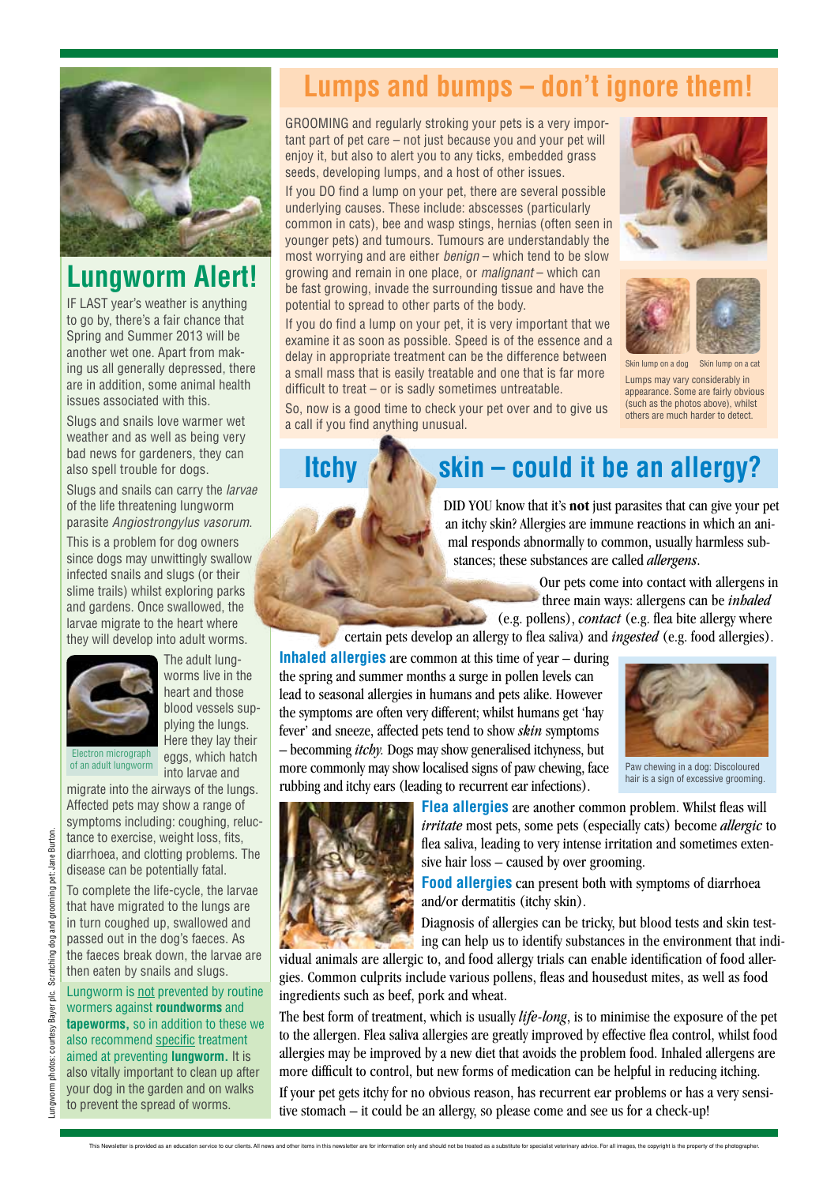## Lungworm Alert!

IF LAST year's weather is anything to go by, there's a fair chance that Spring and Summer 2013 will be another wet one. Apart from making us all generally depressed, there are in addition, some animal health issues associated with this.

Slugs and snails love warmer wet weather and as well as being very bad news for gardeners, they can also spell trouble for dogs.

Slugs and snails can carry the *larvae* of the life threatening lungworm parasite *Angiostrongylus vasorum*.

This is a problem for dog owners since dogs may unwittingly swallow infected snails and slugs (or their slime trails) whilst exploring parks and gardens. Once swallowed, the larvae migrate to the heart where they will develop into adult worms.

Electron micrograph of an adult lungworm

The adult lungworms live in the heart and those blood vessels supplying the lungs. Here they lay their eggs, which hatch into larvae and migrate into the airways of the lungs. Affected pets may show a range of symptoms including: coughing, reluctance to exercise, weight loss, fits, diarrhoea, and clotting problems. The disease can be potentially fatal.

To complete the life-cycle, the larvae that have migrated to the lungs are in turn coughed up, swallowed and passed out in the dog's faeces. As the faeces break down, the larvae are then eaten by snails and slugs.

Lungworm is not prevented by routine wormers against **roundworms** and **tapeworms,** so in addition to these we also recommend specific treatment aimed at preventing **lungworm.** It is also vitally important to clean up after your dog in the garden and on walks to prevent the spread of worms.

Lungworm photos: courtesy Bayer plc. Scratching dog and grooming pet: Jane Burton.

## Lumps and bumps – don't ignore them!

GROOMING and regularly stroking your pets is a very important part of pet care – not just because you and your pet will enjoy it, but also to alert you to any ticks, embedded grass seeds, developing lumps, and a host of other issues.

If you DO find a lump on your pet, there are several possible underlying causes. These include: abscesses (particularly common in cats), bee and wasp stings, hernias (often seen in younger pets) and tumours. Tumours are understandably the most worrying and are either *benign* – which tend to be slow growing and remain in one place, or *malignant* – which can be fast growing, invade the surrounding tissue and have the potential to spread to other parts of the body.

If you do find a lump on your pet, it is very important that we examine it as soon as possible. Speed is of the essence and a delay in appropriate treatment can be the difference between a small mass that is easily treatable and one that is far more difficult to treat – or is sadly sometimes untreatable.

So, now is a good time to check your pet over and to give us a call if you find anything unusual.

Skin lump on a dog    Skin lump on a cat

Lumps may vary considerably in appearance. Some are fairly obvious (such as the photos above), whilst others are much harder to detect.

## Itchy skin – could it be an allergy?

DID YOU know that it's **not** just parasites that can give your pet an itchy skin? Allergies are immune reactions in which an animal responds abnormally to common, usually harmless substances; these substances are called *allergens*.

Our pets come into contact with allergens in three main ways: allergens can be *inhaled* (e.g. pollens), *contact* (e.g. flea bite allergy where certain pets develop an allergy to flea saliva) and *ingested* (e.g. food allergies).

**Inhaled allergies** are common at this time of year – during the spring and summer months a surge in pollen levels can lead to seasonal allergies in humans and pets alike. However the symptoms are often very different; whilst humans get 'hay fever' and sneeze, affected pets tend to show *skin* symptoms – becomming *itchy.* Dogs may show generalised itchyness, but more commonly may show localised signs of paw chewing, face rubbing and itchy ears (leading to recurrent ear infections).

Paw chewing in a dog: Discoloured hair is a sign of excessive grooming.

**Flea allergies** are another common problem. Whilst fleas will *irritate* most pets, some pets (especially cats) become *allergic* to flea saliva, leading to very intense irritation and sometimes extensive hair loss – caused by over grooming.

**Food allergies** can present both with symptoms of diarrhoea and/or dermatitis (itchy skin).

Diagnosis of allergies can be tricky, but blood tests and skin testing can help us to identify substances in the environment that individual animals are allergic to, and food allergy trials can enable identification of food allergies. Common culprits include various pollens, fleas and housedust mites, as well as food ingredients such as beef, pork and wheat.

The best form of treatment, which is usually *life-long*, is to minimise the exposure of the pet to the allergen. Flea saliva allergies are greatly improved by effective flea control, whilst food allergies may be improved by a new diet that avoids the problem food. Inhaled allergens are more difficult to control, but new forms of medication can be helpful in reducing itching.

If your pet gets itchy for no obvious reason, has recurrent ear problems or has a very sensitive stomach – it could be an allergy, so please come and see us for a check-up!

This Newsletter is provided as an education service to our clients. All news and other items in this newsletter are for information only and should not be treated as a substitute for specialist veterinary advice. For all images, the copyright is the property of the photographer.